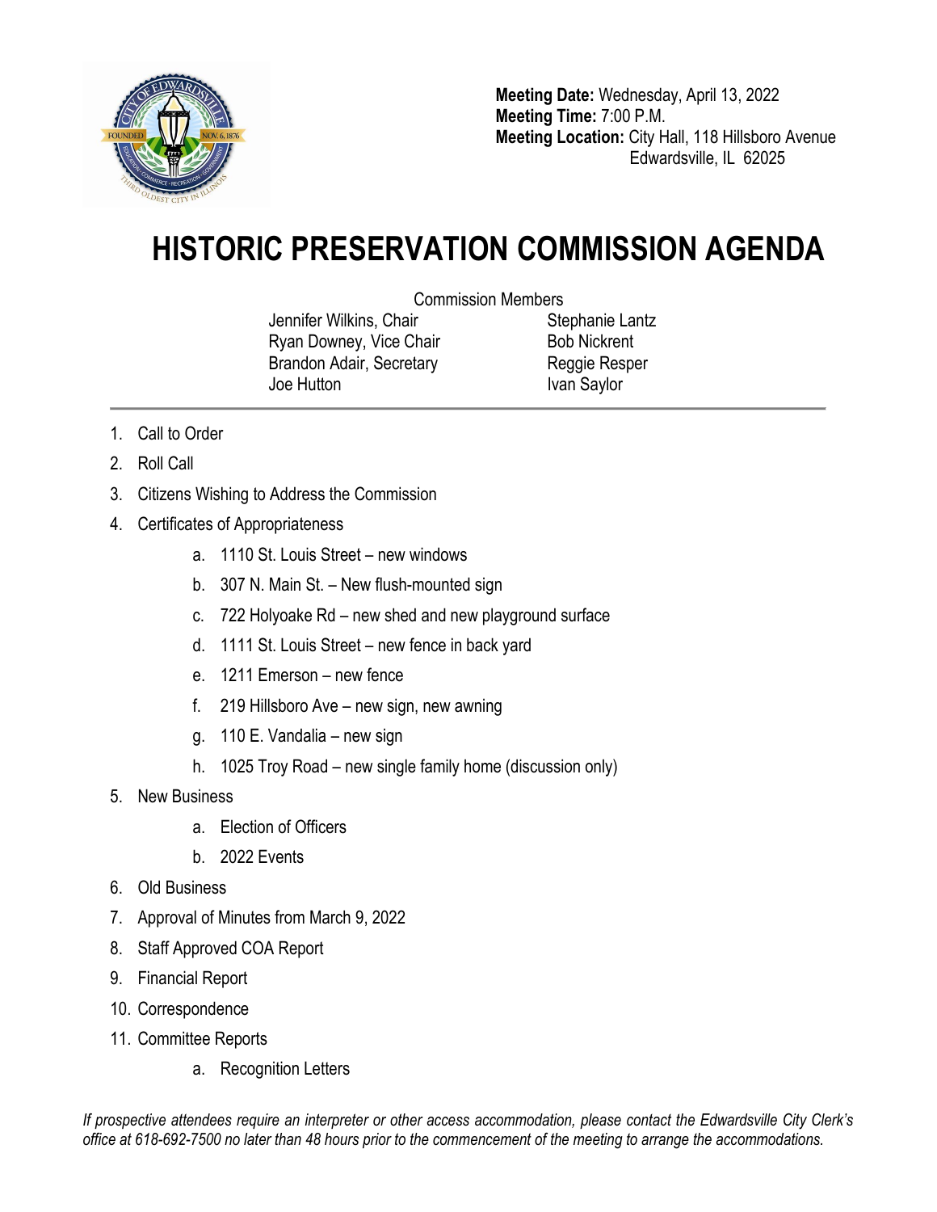**Meeting Date:** Wednesday, April 13, 2022
**Meeting Time:** 7:00 P.M.
**Meeting Location:** City Hall, 118 Hillsboro Avenue
Edwardsville, IL 62025

# HISTORIC PRESERVATION COMMISSION AGENDA

Commission Members

Jennifer Wilkins, Chair
Ryan Downey, Vice Chair
Brandon Adair, Secretary
Joe Hutton
Stephanie Lantz
Bob Nickrent
Reggie Resper
Ivan Saylor

---

1. Call to Order
2. Roll Call
3. Citizens Wishing to Address the Commission
4. Certificates of Appropriateness
    a. 1110 St. Louis Street – new windows
    b. 307 N. Main St. – New flush-mounted sign
    c. 722 Holyoake Rd – new shed and new playground surface
    d. 1111 St. Louis Street – new fence in back yard
    e. 1211 Emerson – new fence
    f. 219 Hillsboro Ave – new sign, new awning
    g. 110 E. Vandalia – new sign
    h. 1025 Troy Road – new single family home (discussion only)
5. New Business
    a. Election of Officers
    b. 2022 Events
6. Old Business
7. Approval of Minutes from March 9, 2022
8. Staff Approved COA Report
9. Financial Report
10. Correspondence
11. Committee Reports
    a. Recognition Letters

*If prospective attendees require an interpreter or other access accommodation, please contact the Edwardsville City Clerk's office at 618-692-7500 no later than 48 hours prior to the commencement of the meeting to arrange the accommodations.*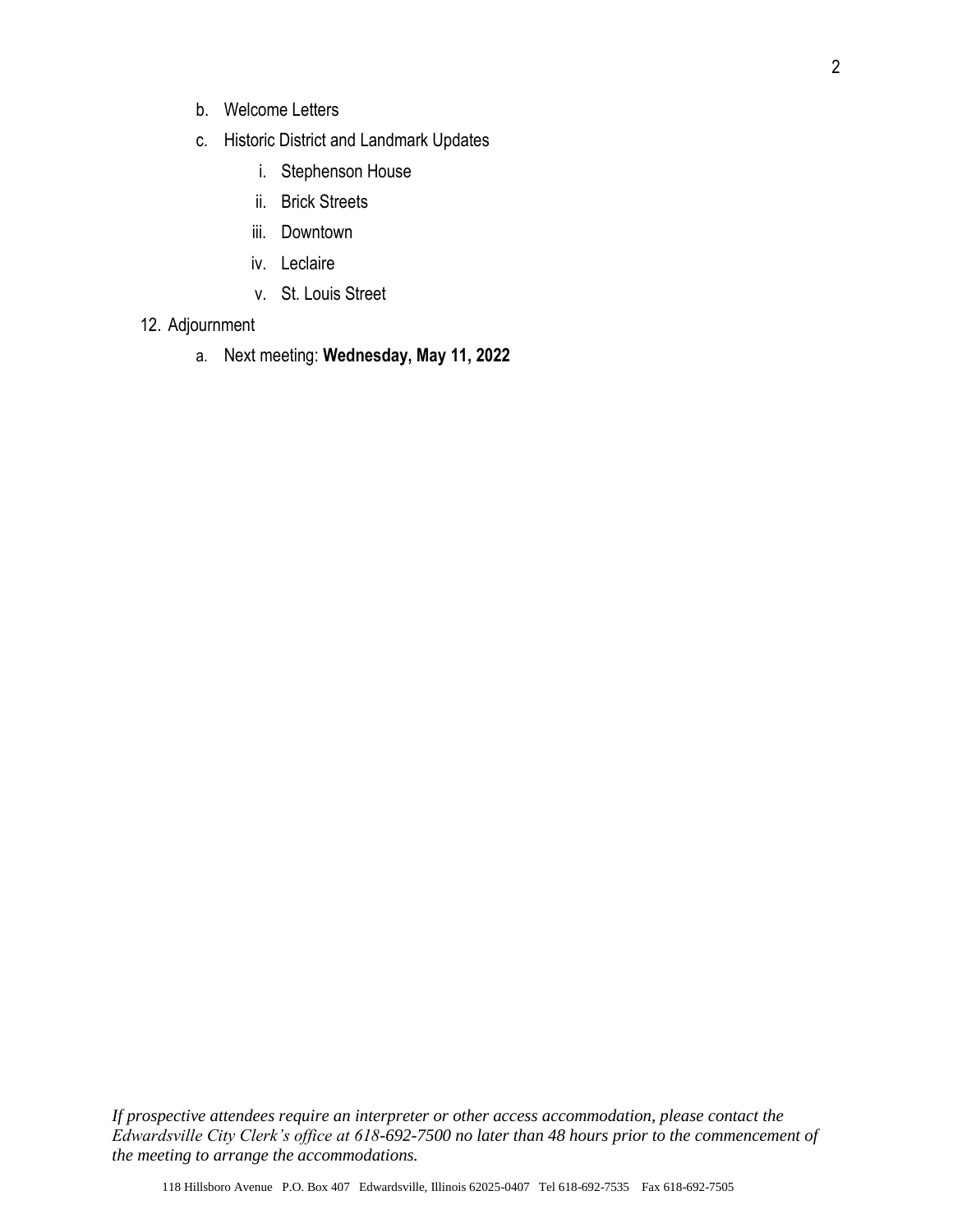b. Welcome Letters
c. Historic District and Landmark Updates
    i. Stephenson House
    ii. Brick Streets
    iii. Downtown
    iv. Leclaire
    v. St. Louis Street

12. Adjournment
    a. Next meeting: **Wednesday, May 11, 2022**

*If prospective attendees require an interpreter or other access accommodation, please contact the Edwardsville City Clerk's office at 618-692-7500 no later than 48 hours prior to the commencement of the meeting to arrange the accommodations.*

118 Hillsboro Avenue P.O. Box 407 Edwardsville, Illinois 62025-0407 Tel 618-692-7535 Fax 618-692-7505